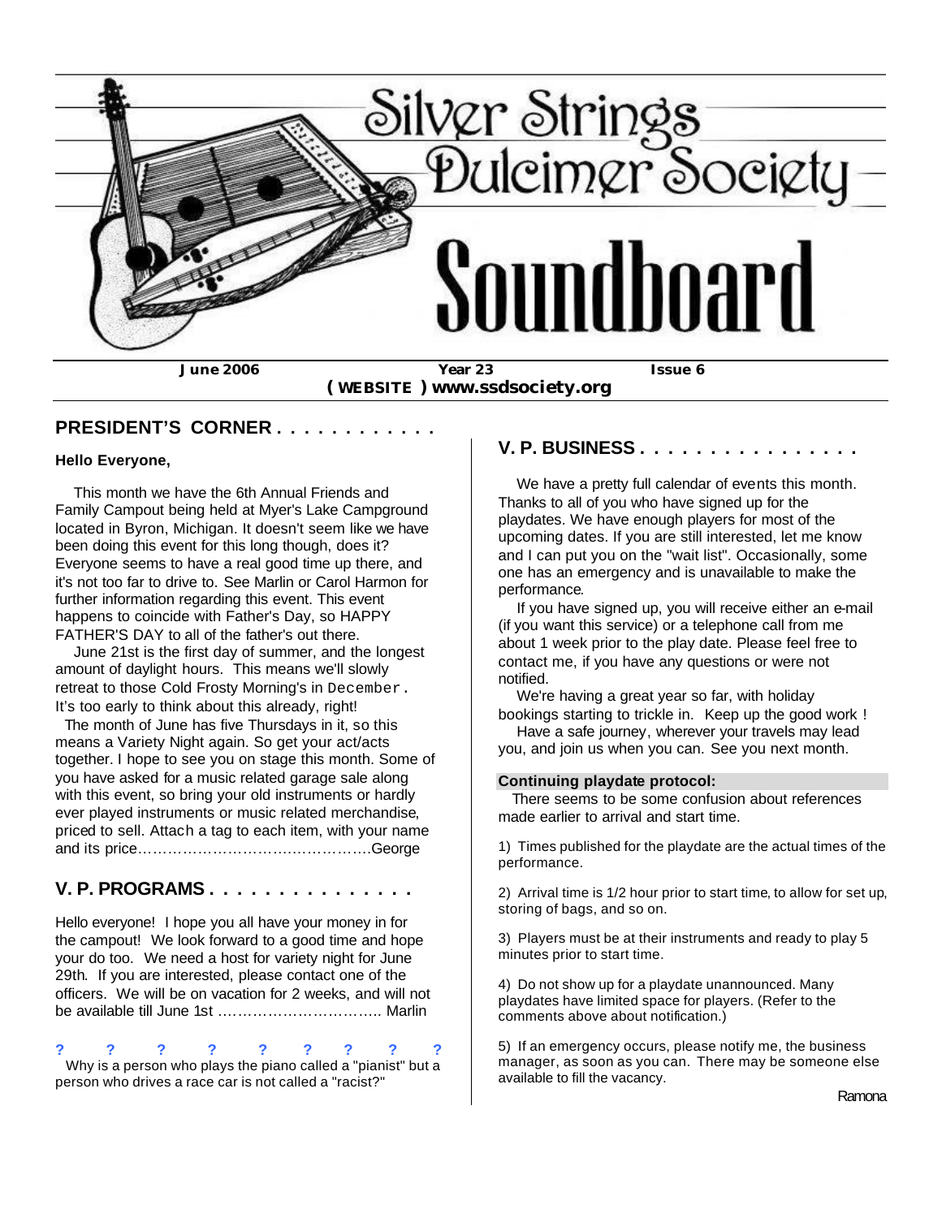# Silver Strings Dulcimer Society Soundboard

**June 2006** **Year 23** **Issue 6**

**( WEBSITE ) www.ssdsociety.org**

## PRESIDENT'S CORNER . . . . . . . . . . . .

**Hello Everyone,**

This month we have the 6th Annual Friends and Family Campout being held at Myer's Lake Campground located in Byron, Michigan. It doesn't seem like we have been doing this event for this long though, does it? Everyone seems to have a real good time up there, and it's not too far to drive to. See Marlin or Carol Harmon for further information regarding this event. This event happens to coincide with Father's Day, so HAPPY FATHER'S DAY to all of the father's out there.

June 21st is the first day of summer, and the longest amount of daylight hours. This means we'll slowly retreat to those Cold Frosty Morning's in December. It's too early to think about this already, right!

The month of June has five Thursdays in it, so this means a Variety Night again. So get your act/acts together. I hope to see you on stage this month. Some of you have asked for a music related garage sale along with this event, so bring your old instruments or hardly ever played instruments or music related merchandise, priced to sell. Attach a tag to each item, with your name and its price……………………………………….George

## V. P. PROGRAMS . . . . . . . . . . . . . .

Hello everyone! I hope you all have your money in for the campout! We look forward to a good time and hope your do too. We need a host for variety night for June 29th. If you are interested, please contact one of the officers. We will be on vacation for 2 weeks, and will not be available till June 1st ………………………….. Marlin

? ? ? ? ? ? ? ? ?

Why is a person who plays the piano called a "pianist" but a person who drives a race car is not called a "racist?"

## V. P. BUSINESS . . . . . . . . . . . . . . . .

We have a pretty full calendar of events this month. Thanks to all of you who have signed up for the playdates. We have enough players for most of the upcoming dates. If you are still interested, let me know and I can put you on the "wait list". Occasionally, some one has an emergency and is unavailable to make the performance.

If you have signed up, you will receive either an e-mail (if you want this service) or a telephone call from me about 1 week prior to the play date. Please feel free to contact me, if you have any questions or were not notified.

We're having a great year so far, with holiday bookings starting to trickle in. Keep up the good work !

Have a safe journey, wherever your travels may lead you, and join us when you can. See you next month.

**Continuing playdate protocol:**

There seems to be some confusion about references made earlier to arrival and start time.

1) Times published for the playdate are the actual times of the performance.

2) Arrival time is 1/2 hour prior to start time, to allow for set up, storing of bags, and so on.

3) Players must be at their instruments and ready to play 5 minutes prior to start time.

4) Do not show up for a playdate unannounced. Many playdates have limited space for players. (Refer to the comments above about notification.)

5) If an emergency occurs, please notify me, the business manager, as soon as you can. There may be someone else available to fill the vacancy.

Ramona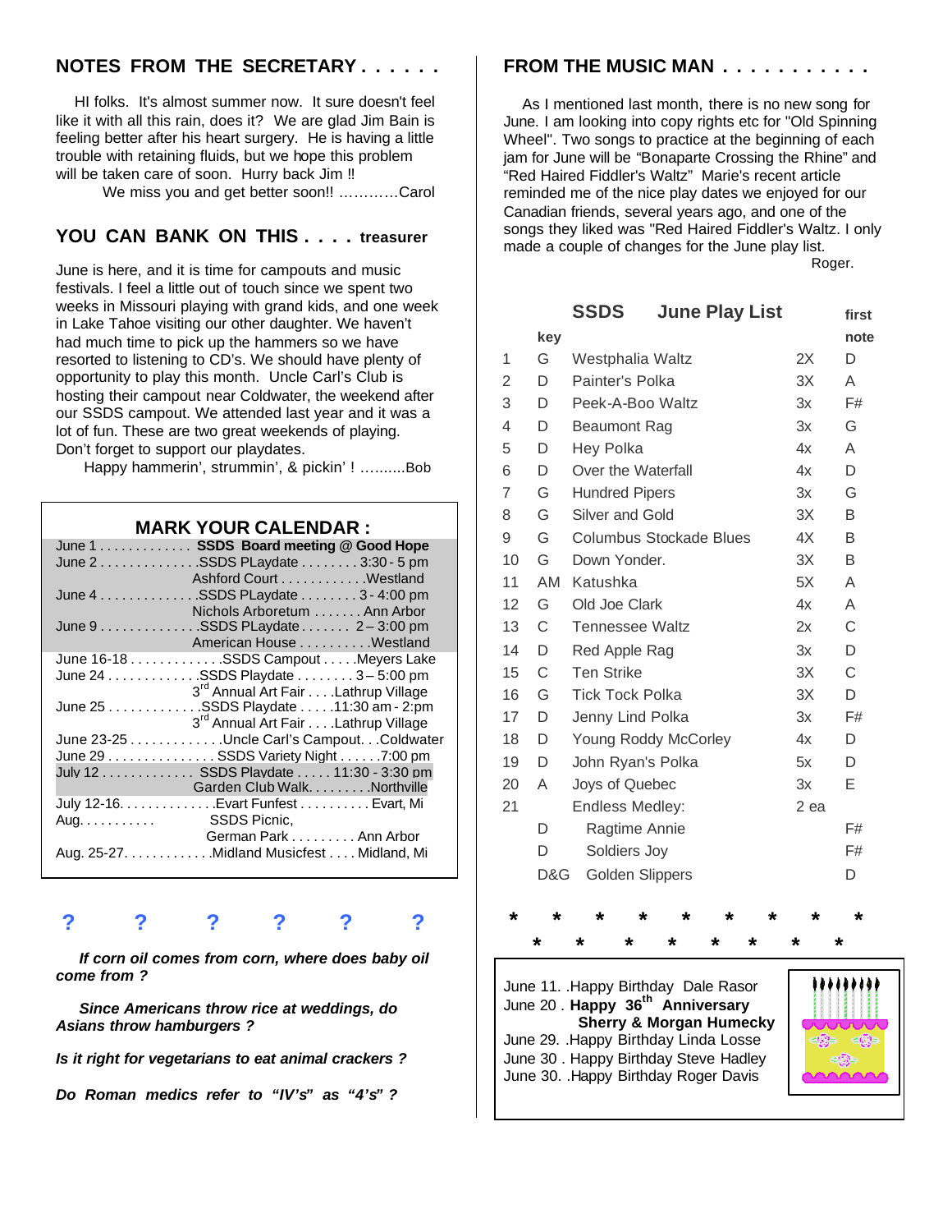## NOTES FROM THE SECRETARY . . . . . .

HI folks. It's almost summer now. It sure doesn't feel like it with all this rain, does it? We are glad Jim Bain is feeling better after his heart surgery. He is having a little trouble with retaining fluids, but we hope this problem will be taken care of soon. Hurry back Jim !!

We miss you and get better soon!! …………Carol

## YOU CAN BANK ON THIS . . . . treasurer

June is here, and it is time for campouts and music festivals. I feel a little out of touch since we spent two weeks in Missouri playing with grand kids, and one week in Lake Tahoe visiting our other daughter. We haven't had much time to pick up the hammers so we have resorted to listening to CD's. We should have plenty of opportunity to play this month. Uncle Carl's Club is hosting their campout near Coldwater, the weekend after our SSDS campout. We attended last year and it was a lot of fun. These are two great weekends of playing. Don't forget to support our playdates.

Happy hammerin', strummin', & pickin' ! ..........Bob

## MARK YOUR CALENDAR :

| Date | Event | Details |
|---|---|---|
| June 1 | **SSDS Board meeting @ Good Hope** | |
| June 2 | SSDS PLaydate | 3:30 - 5 pm, Ashford Court, Westland |
| June 4 | SSDS PLaydate | 3 - 4:00 pm, Nichols Arboretum, Ann Arbor |
| June 9 | SSDS PLaydate | 2 – 3:00 pm, American House, Westland |
| June 16-18 | SSDS Campout | Meyers Lake |
| June 24 | SSDS Playdate | 3 – 5:00 pm, 3rd Annual Art Fair, Lathrup Village |
| June 25 | SSDS Playdate | 11:30 am - 2:pm, 3rd Annual Art Fair, Lathrup Village |
| June 23-25 | Uncle Carl's Campout | Coldwater |
| June 29 | SSDS Variety Night | 7:00 pm |
| July 12 | SSDS Playdate | 11:30 - 3:30 pm, Garden Club Walk, Northville |
| July 12-16 | Evart Funfest | Evart, Mi |
| Aug. | SSDS Picnic, | German Park, Ann Arbor |
| Aug. 25-27 | Midland Musicfest | Midland, Mi |

? ? ? ? ? ?

***If corn oil comes from corn, where does baby oil come from ?***

***Since Americans throw rice at weddings, do Asians throw hamburgers ?***

***Is it right for vegetarians to eat animal crackers ?***

***Do Roman medics refer to "IV's" as "4's" ?***

## FROM THE MUSIC MAN . . . . . . . . . . .

As I mentioned last month, there is no new song for June. I am looking into copy rights etc for "Old Spinning Wheel". Two songs to practice at the beginning of each jam for June will be "Bonaparte Crossing the Rhine" and "Red Haired Fiddler's Waltz" Marie's recent article reminded me of the nice play dates we enjoyed for our Canadian friends, several years ago, and one of the songs they liked was "Red Haired Fiddler's Waltz. I only made a couple of changes for the June play list.

Roger.

### SSDS June Play List

| | key | | | first note |
|---|---|---|---|---|
| 1 | G | Westphalia Waltz | 2X | D |
| 2 | D | Painter's Polka | 3X | A |
| 3 | D | Peek-A-Boo Waltz | 3x | F# |
| 4 | D | Beaumont Rag | 3x | G |
| 5 | D | Hey Polka | 4x | A |
| 6 | D | Over the Waterfall | 4x | D |
| 7 | G | Hundred Pipers | 3x | G |
| 8 | G | Silver and Gold | 3X | B |
| 9 | G | Columbus Stockade Blues | 4X | B |
| 10 | G | Down Yonder. | 3X | B |
| 11 | AM | Katushka | 5X | A |
| 12 | G | Old Joe Clark | 4x | A |
| 13 | C | Tennessee Waltz | 2x | C |
| 14 | D | Red Apple Rag | 3x | D |
| 15 | C | Ten Strike | 3X | C |
| 16 | G | Tick Tock Polka | 3X | D |
| 17 | D | Jenny Lind Polka | 3x | F# |
| 18 | D | Young Roddy McCorley | 4x | D |
| 19 | D | John Ryan's Polka | 5x | D |
| 20 | A | Joys of Quebec | 3x | E |
| 21 | | Endless Medley: | 2 ea | |
| | D | Ragtime Annie | | F# |
| | D | Soldiers Joy | | F# |
| | D&G | Golden Slippers | | D |

\* \* \* \* \* \* \* \* \*
\* \* \* \* \* \* \* \*

June 11. .Happy Birthday Dale Rasor
June 20 . **Happy 36th Anniversary Sherry & Morgan Humecky**
June 29. .Happy Birthday Linda Losse
June 30 . Happy Birthday Steve Hadley
June 30. .Happy Birthday Roger Davis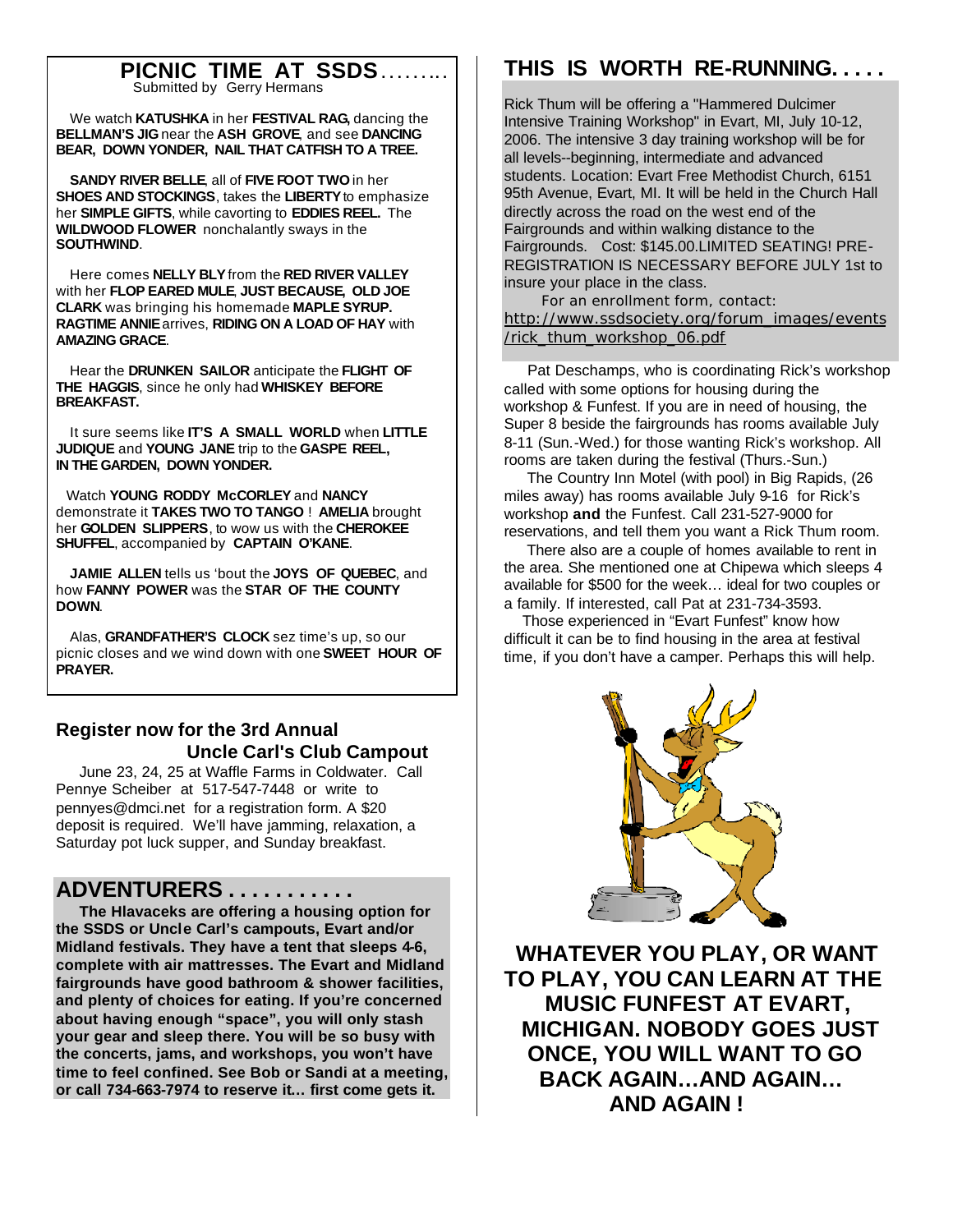## PICNIC TIME AT SSDS……...

Submitted by Gerry Hermans

We watch **KATUSHKA** in her **FESTIVAL RAG,** dancing the **BELLMAN'S JIG** near the **ASH GROVE**, and see **DANCING BEAR, DOWN YONDER, NAIL THAT CATFISH TO A TREE.**

**SANDY RIVER BELLE**, all of **FIVE FOOT TWO** in her **SHOES AND STOCKINGS**, takes the **LIBERTY** to emphasize her **SIMPLE GIFTS**, while cavorting to **EDDIES REEL.** The **WILDWOOD FLOWER** nonchalantly sways in the **SOUTHWIND**.

Here comes **NELLY BLY** from the **RED RIVER VALLEY** with her **FLOP EARED MULE**, **JUST BECAUSE, OLD JOE CLARK** was bringing his homemade **MAPLE SYRUP. RAGTIME ANNIE** arrives, **RIDING ON A LOAD OF HAY** with **AMAZING GRACE**.

Hear the **DRUNKEN SAILOR** anticipate the **FLIGHT OF THE HAGGIS**, since he only had **WHISKEY BEFORE BREAKFAST.**

It sure seems like **IT'S A SMALL WORLD** when **LITTLE JUDIQUE** and **YOUNG JANE** trip to the **GASPE REEL, IN THE GARDEN, DOWN YONDER.**

Watch **YOUNG RODDY McCORLEY** and **NANCY** demonstrate it **TAKES TWO TO TANGO** ! **AMELIA** brought her **GOLDEN SLIPPERS**, to wow us with the **CHEROKEE SHUFFEL**, accompanied by **CAPTAIN O'KANE**.

**JAMIE ALLEN** tells us 'bout the **JOYS OF QUEBEC**, and how **FANNY POWER** was the **STAR OF THE COUNTY DOWN**.

Alas, **GRANDFATHER'S CLOCK** sez time's up, so our picnic closes and we wind down with one **SWEET HOUR OF PRAYER.**

### Register now for the 3rd Annual Uncle Carl's Club Campout

June 23, 24, 25 at Waffle Farms in Coldwater. Call Pennye Scheiber at 517-547-7448 or write to pennyes@dmci.net for a registration form. A $20 deposit is required. We'll have jamming, relaxation, a Saturday pot luck supper, and Sunday breakfast.

## ADVENTURERS . . . . . . . . . . .

**The Hlavaceks are offering a housing option for the SSDS or Uncle Carl's campouts, Evart and/or Midland festivals. They have a tent that sleeps 4-6, complete with air mattresses. The Evart and Midland fairgrounds have good bathroom & shower facilities, and plenty of choices for eating. If you're concerned about having enough "space", you will only stash your gear and sleep there. You will be so busy with the concerts, jams, and workshops, you won't have time to feel confined. See Bob or Sandi at a meeting, or call 734-663-7974 to reserve it… first come gets it.**

## THIS IS WORTH RE-RUNNING. . . . .

Rick Thum will be offering a "Hammered Dulcimer Intensive Training Workshop" in Evart, MI, July 10-12, 2006. The intensive 3 day training workshop will be for all levels--beginning, intermediate and advanced students. Location: Evart Free Methodist Church, 6151 95th Avenue, Evart, MI. It will be held in the Church Hall directly across the road on the west end of the Fairgrounds and within walking distance to the Fairgrounds. Cost: $145.00.LIMITED SEATING! PRE-REGISTRATION IS NECESSARY BEFORE JULY 1st to insure your place in the class.

For an enrollment form, contact: http://www.ssdsociety.org/forum_images/events/rick_thum_workshop_06.pdf

Pat Deschamps, who is coordinating Rick's workshop called with some options for housing during the workshop & Funfest. If you are in need of housing, the Super 8 beside the fairgrounds has rooms available July 8-11 (Sun.-Wed.) for those wanting Rick's workshop. All rooms are taken during the festival (Thurs.-Sun.)

The Country Inn Motel (with pool) in Big Rapids, (26 miles away) has rooms available July 9-16 for Rick's workshop **and** the Funfest. Call 231-527-9000 for reservations, and tell them you want a Rick Thum room.

There also are a couple of homes available to rent in the area. She mentioned one at Chipewa which sleeps 4 available for $500 for the week… ideal for two couples or a family. If interested, call Pat at 231-734-3593.

Those experienced in "Evart Funfest" know how difficult it can be to find housing in the area at festival time, if you don't have a camper. Perhaps this will help.

**WHATEVER YOU PLAY, OR WANT TO PLAY, YOU CAN LEARN AT THE MUSIC FUNFEST AT EVART, MICHIGAN. NOBODY GOES JUST ONCE, YOU WILL WANT TO GO BACK AGAIN…AND AGAIN… AND AGAIN !**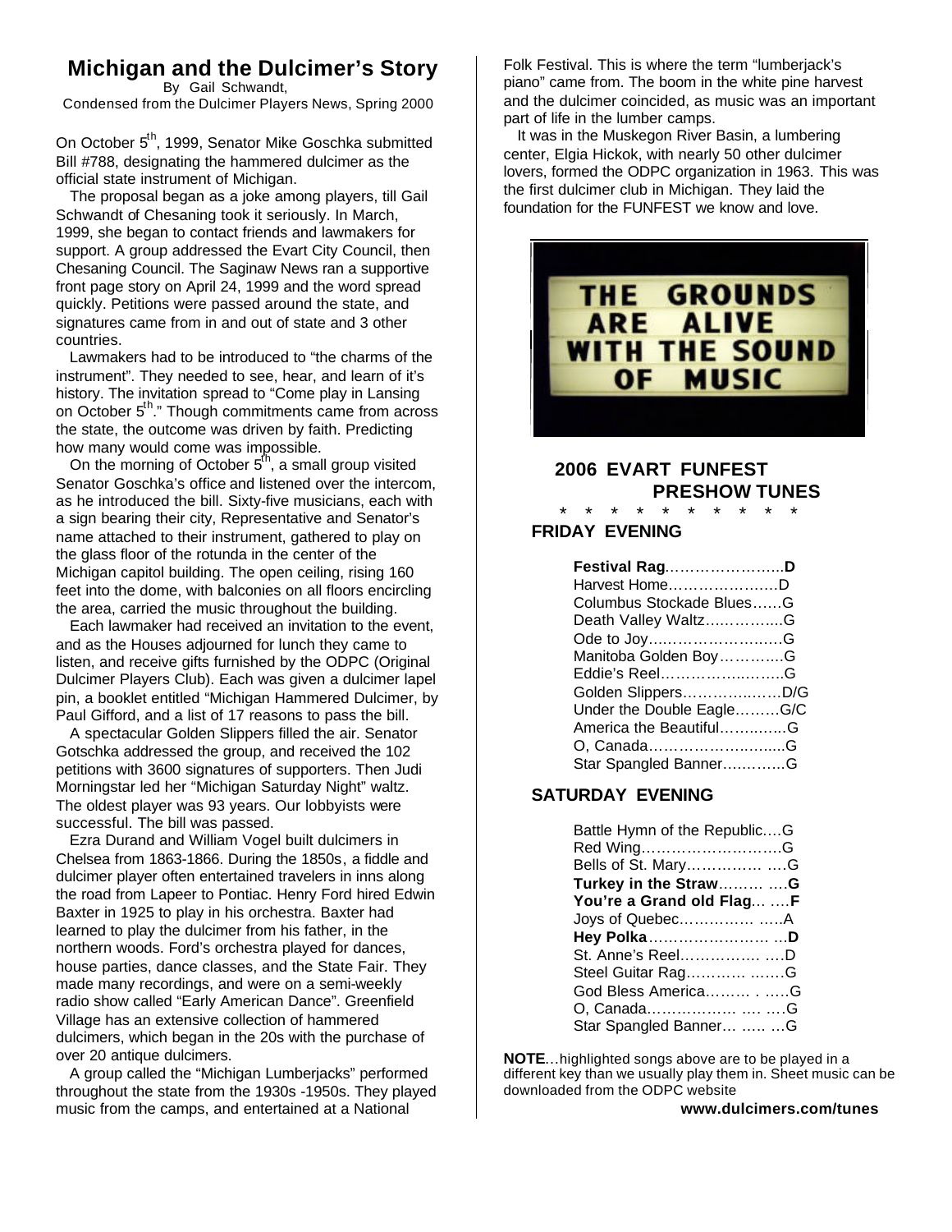## Michigan and the Dulcimer's Story

By Gail Schwandt,
Condensed from the Dulcimer Players News, Spring 2000

On October 5th, 1999, Senator Mike Goschka submitted Bill #788, designating the hammered dulcimer as the official state instrument of Michigan.

The proposal began as a joke among players, till Gail Schwandt of Chesaning took it seriously. In March, 1999, she began to contact friends and lawmakers for support. A group addressed the Evart City Council, then Chesaning Council. The Saginaw News ran a supportive front page story on April 24, 1999 and the word spread quickly. Petitions were passed around the state, and signatures came from in and out of state and 3 other countries.

Lawmakers had to be introduced to "the charms of the instrument". They needed to see, hear, and learn of it's history. The invitation spread to "Come play in Lansing on October 5th." Though commitments came from across the state, the outcome was driven by faith. Predicting how many would come was impossible.

On the morning of October 5th, a small group visited Senator Goschka's office and listened over the intercom, as he introduced the bill. Sixty-five musicians, each with a sign bearing their city, Representative and Senator's name attached to their instrument, gathered to play on the glass floor of the rotunda in the center of the Michigan capitol building. The open ceiling, rising 160 feet into the dome, with balconies on all floors encircling the area, carried the music throughout the building.

Each lawmaker had received an invitation to the event, and as the Houses adjourned for lunch they came to listen, and receive gifts furnished by the ODPC (Original Dulcimer Players Club). Each was given a dulcimer lapel pin, a booklet entitled "Michigan Hammered Dulcimer, by Paul Gifford, and a list of 17 reasons to pass the bill.

A spectacular Golden Slippers filled the air. Senator Gotschka addressed the group, and received the 102 petitions with 3600 signatures of supporters. Then Judi Morningstar led her "Michigan Saturday Night" waltz. The oldest player was 93 years. Our lobbyists were successful. The bill was passed.

Ezra Durand and William Vogel built dulcimers in Chelsea from 1863-1866. During the 1850s, a fiddle and dulcimer player often entertained travelers in inns along the road from Lapeer to Pontiac. Henry Ford hired Edwin Baxter in 1925 to play in his orchestra. Baxter had learned to play the dulcimer from his father, in the northern woods. Ford's orchestra played for dances, house parties, dance classes, and the State Fair. They made many recordings, and were on a semi-weekly radio show called "Early American Dance". Greenfield Village has an extensive collection of hammered dulcimers, which began in the 20s with the purchase of over 20 antique dulcimers.

A group called the "Michigan Lumberjacks" performed throughout the state from the 1930s -1950s. They played music from the camps, and entertained at a National Folk Festival. This is where the term "lumberjack's piano" came from. The boom in the white pine harvest and the dulcimer coincided, as music was an important part of life in the lumber camps.

It was in the Muskegon River Basin, a lumbering center, Elgia Hickok, with nearly 50 other dulcimer lovers, formed the ODPC organization in 1963. This was the first dulcimer club in Michigan. They laid the foundation for the FUNFEST we know and love.

THE GROUNDS ARE ALIVE WITH THE SOUND OF MUSIC

## 2006 EVART FUNFEST PRESHOW TUNES

\* \* \* \* \* \* \* \* \* \* \*

### FRIDAY EVENING

**Festival Rag……………………D**
Harvest Home…………………D
Columbus Stockade Blues……G
Death Valley Waltz……………G
Ode to Joy………………………G
Manitoba Golden Boy…………G
Eddie's Reel……………………G
Golden Slippers………………D/G
Under the Double Eagle………G/C
America the Beautiful…………G
O, Canada………………………G
Star Spangled Banner…………G

### SATURDAY EVENING

Battle Hymn of the Republic….G
Red Wing………………………G
Bells of St. Mary…………… ….G
**Turkey in the Straw……… ….G**
**You're a Grand old Flag… ….F**
Joys of Quebec…………… …..A
**Hey Polka…………………… …D**
St. Anne's Reel……………. ….D
Steel Guitar Rag………… ..…..G
God Bless America……… . …..G
O, Canada……………… …. ….G
Star Spangled Banner… ….. …G

**NOTE**…highlighted songs above are to be played in a different key than we usually play them in. Sheet music can be downloaded from the ODPC website

**www.dulcimers.com/tunes**